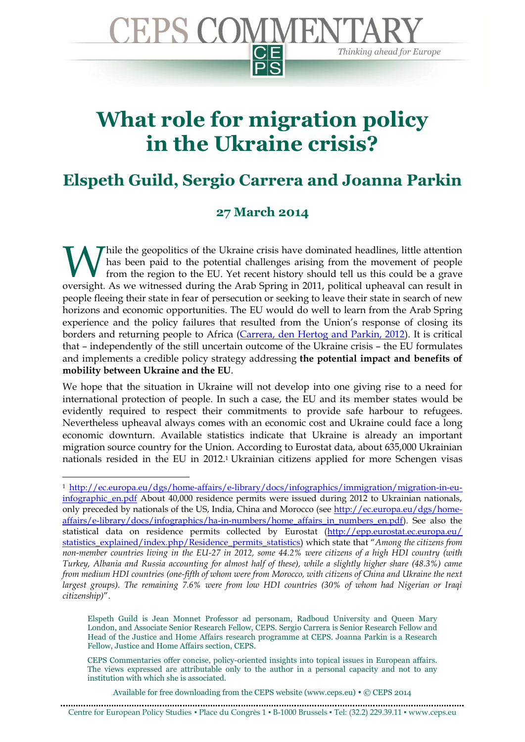# CEPS COMMENTARY

*Thinking ahead for Europe*

# What role for migration policy in the Ukraine crisis?

## Elspeth Guild, Sergio Carrera and Joanna Parkin

### 27 March 2014

While the geopolitics of the Ukraine crisis have dominated headlines, little attention has been paid to the potential challenges arising from the movement of people from the region to the EU. Yet recent history should tell us this could be a grave oversight. As we witnessed during the Arab Spring in 2011, political upheaval can result in people fleeing their state in fear of persecution or seeking to leave their state in search of new horizons and economic opportunities. The EU would do well to learn from the Arab Spring experience and the policy failures that resulted from the Union's response of closing its borders and returning people to Africa (Carrera, den Hertog and Parkin, 2012). It is critical that – independently of the still uncertain outcome of the Ukraine crisis – the EU formulates and implements a credible policy strategy addressing **the potential impact and benefits of mobility between Ukraine and the EU**.

We hope that the situation in Ukraine will not develop into one giving rise to a need for international protection of people. In such a case, the EU and its member states would be evidently required to respect their commitments to provide safe harbour to refugees. Nevertheless upheaval always comes with an economic cost and Ukraine could face a long economic downturn. Available statistics indicate that Ukraine is already an important migration source country for the Union. According to Eurostat data, about 635,000 Ukrainian nationals resided in the EU in 2012.[1] Ukrainian citizens applied for more Schengen visas

---

[1] http://ec.europa.eu/dgs/home-affairs/e-library/docs/infographics/immigration/migration-in-eu-infographic_en.pdf About 40,000 residence permits were issued during 2012 to Ukrainian nationals, only preceded by nationals of the US, India, China and Morocco (see http://ec.europa.eu/dgs/home-affairs/e-library/docs/infographics/ha-in-numbers/home_affairs_in_numbers_en.pdf). See also the statistical data on residence permits collected by Eurostat (http://epp.eurostat.ec.europa.eu/statistics_explained/index.php/Residence_permits_statistics) which state that "*Among the citizens from non-member countries living in the EU-27 in 2012, some 44.2% were citizens of a high HDI country (with Turkey, Albania and Russia accounting for almost half of these), while a slightly higher share (48.3%) came from medium HDI countries (one-fifth of whom were from Morocco, with citizens of China and Ukraine the next largest groups). The remaining 7.6% were from low HDI countries (30% of whom had Nigerian or Iraqi citizenship)*".

Elspeth Guild is Jean Monnet Professor ad personam, Radboud University and Queen Mary London, and Associate Senior Research Fellow, CEPS. Sergio Carrera is Senior Research Fellow and Head of the Justice and Home Affairs research programme at CEPS. Joanna Parkin is a Research Fellow, Justice and Home Affairs section, CEPS.

CEPS Commentaries offer concise, policy-oriented insights into topical issues in European affairs. The views expressed are attributable only to the author in a personal capacity and not to any institution with which she is associated.

Available for free downloading from the CEPS website (www.ceps.eu) • © CEPS 2014

Centre for European Policy Studies ▪ Place du Congrès 1 ▪ B-1000 Brussels ▪ Tel: (32.2) 229.39.11 ▪ www.ceps.eu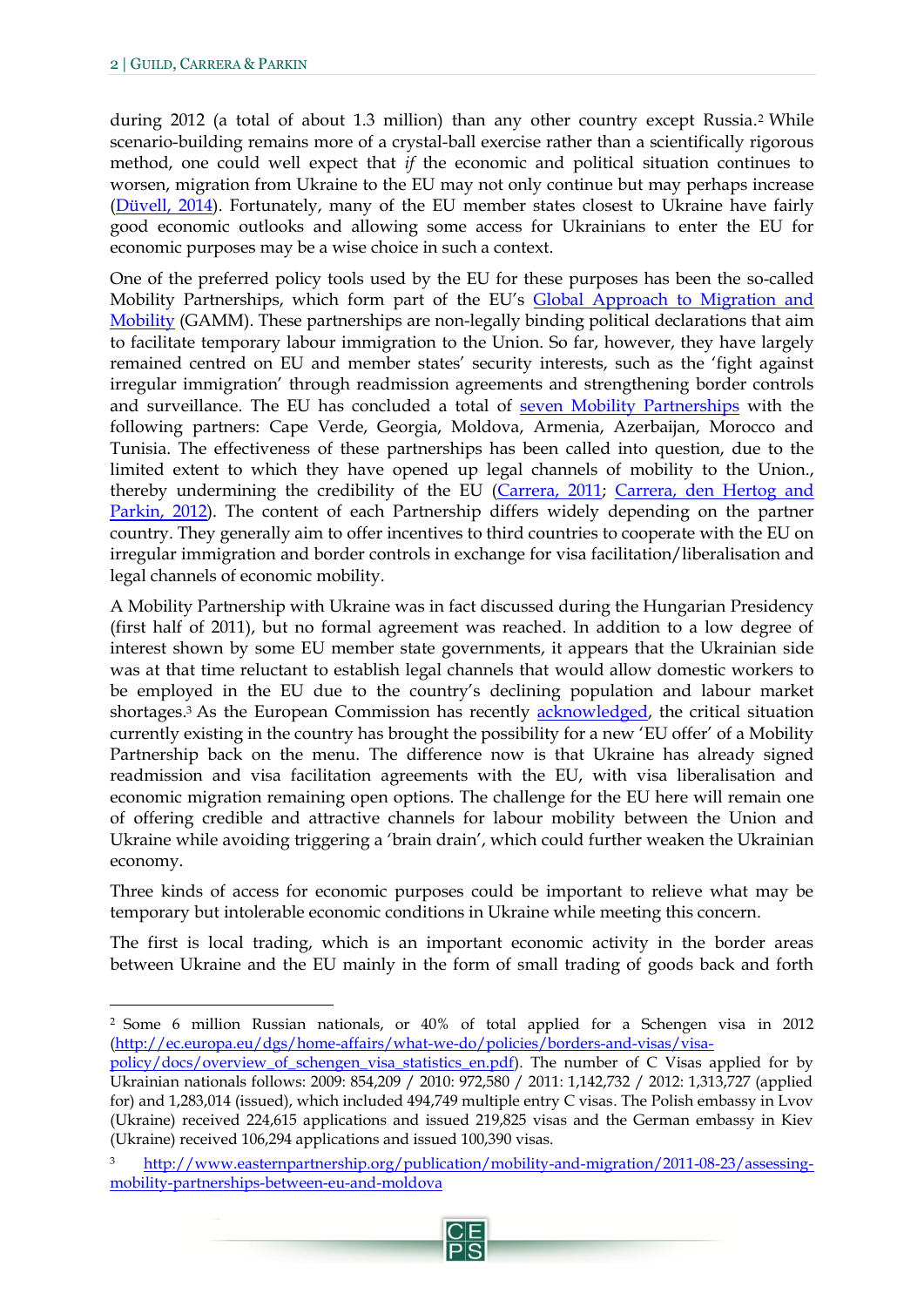during 2012 (a total of about 1.3 million) than any other country except Russia.[2] While scenario-building remains more of a crystal-ball exercise rather than a scientifically rigorous method, one could well expect that *if* the economic and political situation continues to worsen, migration from Ukraine to the EU may not only continue but may perhaps increase (Düvell, 2014). Fortunately, many of the EU member states closest to Ukraine have fairly good economic outlooks and allowing some access for Ukrainians to enter the EU for economic purposes may be a wise choice in such a context.

One of the preferred policy tools used by the EU for these purposes has been the so-called Mobility Partnerships, which form part of the EU's Global Approach to Migration and Mobility (GAMM). These partnerships are non-legally binding political declarations that aim to facilitate temporary labour immigration to the Union. So far, however, they have largely remained centred on EU and member states' security interests, such as the 'fight against irregular immigration' through readmission agreements and strengthening border controls and surveillance. The EU has concluded a total of seven Mobility Partnerships with the following partners: Cape Verde, Georgia, Moldova, Armenia, Azerbaijan, Morocco and Tunisia. The effectiveness of these partnerships has been called into question, due to the limited extent to which they have opened up legal channels of mobility to the Union., thereby undermining the credibility of the EU (Carrera, 2011; Carrera, den Hertog and Parkin, 2012). The content of each Partnership differs widely depending on the partner country. They generally aim to offer incentives to third countries to cooperate with the EU on irregular immigration and border controls in exchange for visa facilitation/liberalisation and legal channels of economic mobility.

A Mobility Partnership with Ukraine was in fact discussed during the Hungarian Presidency (first half of 2011), but no formal agreement was reached. In addition to a low degree of interest shown by some EU member state governments, it appears that the Ukrainian side was at that time reluctant to establish legal channels that would allow domestic workers to be employed in the EU due to the country's declining population and labour market shortages.[3] As the European Commission has recently acknowledged, the critical situation currently existing in the country has brought the possibility for a new 'EU offer' of a Mobility Partnership back on the menu. The difference now is that Ukraine has already signed readmission and visa facilitation agreements with the EU, with visa liberalisation and economic migration remaining open options. The challenge for the EU here will remain one of offering credible and attractive channels for labour mobility between the Union and Ukraine while avoiding triggering a 'brain drain', which could further weaken the Ukrainian economy.

Three kinds of access for economic purposes could be important to relieve what may be temporary but intolerable economic conditions in Ukraine while meeting this concern.

The first is local trading, which is an important economic activity in the border areas between Ukraine and the EU mainly in the form of small trading of goods back and forth

---

[2] Some 6 million Russian nationals, or 40% of total applied for a Schengen visa in 2012 (http://ec.europa.eu/dgs/home-affairs/what-we-do/policies/borders-and-visas/visa-policy/docs/overview_of_schengen_visa_statistics_en.pdf). The number of C Visas applied for by Ukrainian nationals follows: 2009: 854,209 / 2010: 972,580 / 2011: 1,142,732 / 2012: 1,313,727 (applied for) and 1,283,014 (issued), which included 494,749 multiple entry C visas. The Polish embassy in Lvov (Ukraine) received 224,615 applications and issued 219,825 visas and the German embassy in Kiev (Ukraine) received 106,294 applications and issued 100,390 visas.

[3] http://www.easternpartnership.org/publication/mobility-and-migration/2011-08-23/assessing-mobility-partnerships-between-eu-and-moldova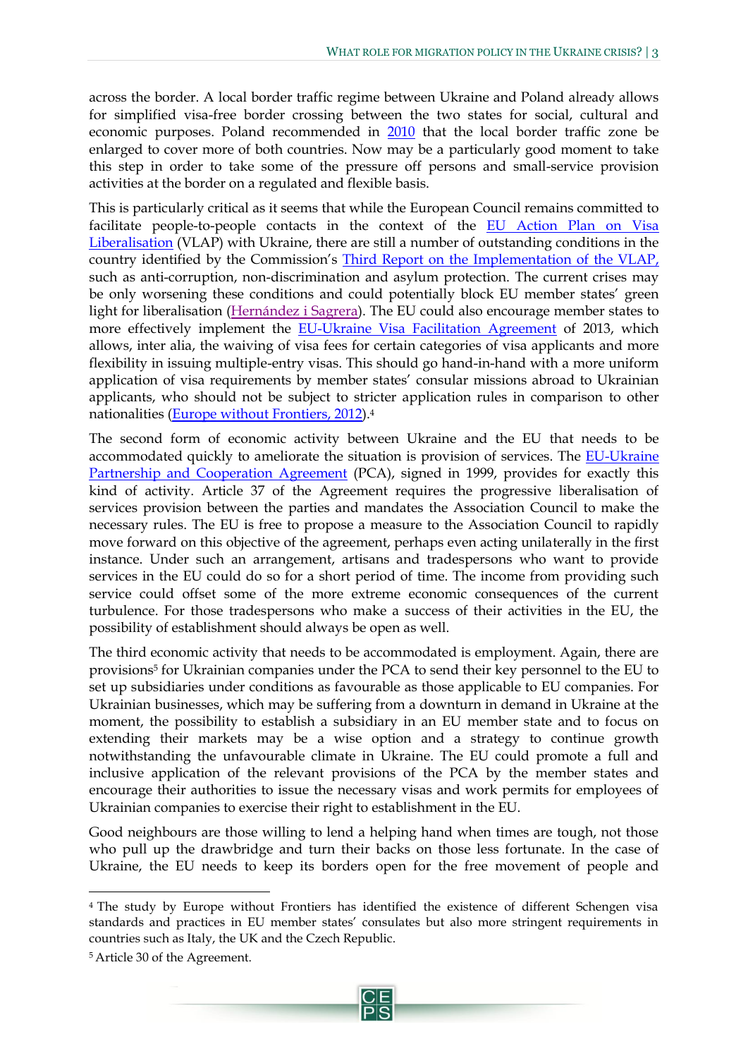across the border. A local border traffic regime between Ukraine and Poland already allows for simplified visa-free border crossing between the two states for social, cultural and economic purposes. Poland recommended in 2010 that the local border traffic zone be enlarged to cover more of both countries. Now may be a particularly good moment to take this step in order to take some of the pressure off persons and small-service provision activities at the border on a regulated and flexible basis.

This is particularly critical as it seems that while the European Council remains committed to facilitate people-to-people contacts in the context of the EU Action Plan on Visa Liberalisation (VLAP) with Ukraine, there are still a number of outstanding conditions in the country identified by the Commission's Third Report on the Implementation of the VLAP, such as anti-corruption, non-discrimination and asylum protection. The current crises may be only worsening these conditions and could potentially block EU member states' green light for liberalisation (Hernández i Sagrera). The EU could also encourage member states to more effectively implement the EU-Ukraine Visa Facilitation Agreement of 2013, which allows, inter alia, the waiving of visa fees for certain categories of visa applicants and more flexibility in issuing multiple-entry visas. This should go hand-in-hand with a more uniform application of visa requirements by member states' consular missions abroad to Ukrainian applicants, who should not be subject to stricter application rules in comparison to other nationalities (Europe without Frontiers, 2012).[4]

The second form of economic activity between Ukraine and the EU that needs to be accommodated quickly to ameliorate the situation is provision of services. The EU-Ukraine Partnership and Cooperation Agreement (PCA), signed in 1999, provides for exactly this kind of activity. Article 37 of the Agreement requires the progressive liberalisation of services provision between the parties and mandates the Association Council to make the necessary rules. The EU is free to propose a measure to the Association Council to rapidly move forward on this objective of the agreement, perhaps even acting unilaterally in the first instance. Under such an arrangement, artisans and tradespersons who want to provide services in the EU could do so for a short period of time. The income from providing such service could offset some of the more extreme economic consequences of the current turbulence. For those tradespersons who make a success of their activities in the EU, the possibility of establishment should always be open as well.

The third economic activity that needs to be accommodated is employment. Again, there are provisions[5] for Ukrainian companies under the PCA to send their key personnel to the EU to set up subsidiaries under conditions as favourable as those applicable to EU companies. For Ukrainian businesses, which may be suffering from a downturn in demand in Ukraine at the moment, the possibility to establish a subsidiary in an EU member state and to focus on extending their markets may be a wise option and a strategy to continue growth notwithstanding the unfavourable climate in Ukraine. The EU could promote a full and inclusive application of the relevant provisions of the PCA by the member states and encourage their authorities to issue the necessary visas and work permits for employees of Ukrainian companies to exercise their right to establishment in the EU.

Good neighbours are those willing to lend a helping hand when times are tough, not those who pull up the drawbridge and turn their backs on those less fortunate. In the case of Ukraine, the EU needs to keep its borders open for the free movement of people and

[4] The study by Europe without Frontiers has identified the existence of different Schengen visa standards and practices in EU member states' consulates but also more stringent requirements in countries such as Italy, the UK and the Czech Republic.

[5] Article 30 of the Agreement.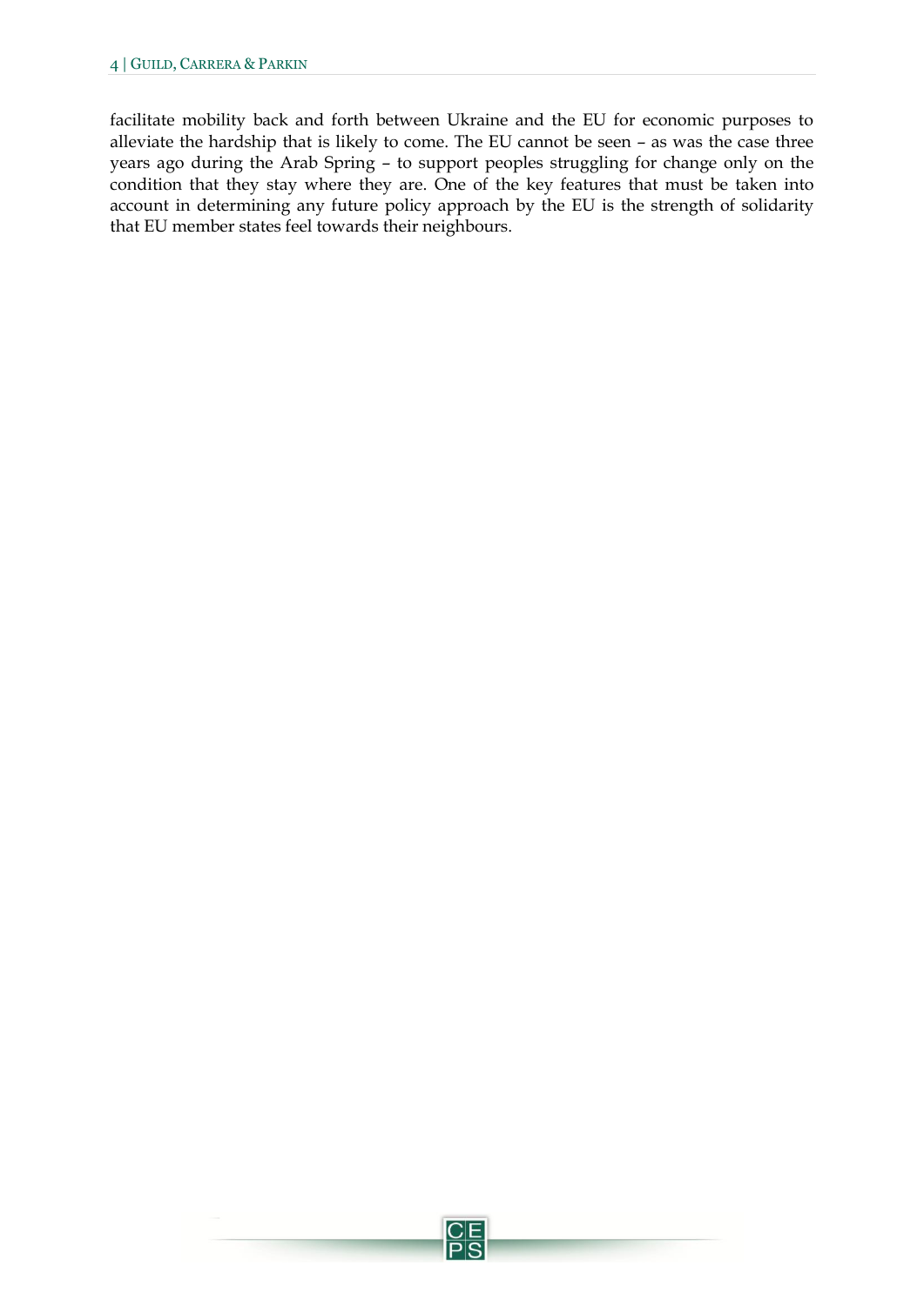facilitate mobility back and forth between Ukraine and the EU for economic purposes to alleviate the hardship that is likely to come. The EU cannot be seen – as was the case three years ago during the Arab Spring – to support peoples struggling for change only on the condition that they stay where they are. One of the key features that must be taken into account in determining any future policy approach by the EU is the strength of solidarity that EU member states feel towards their neighbours.